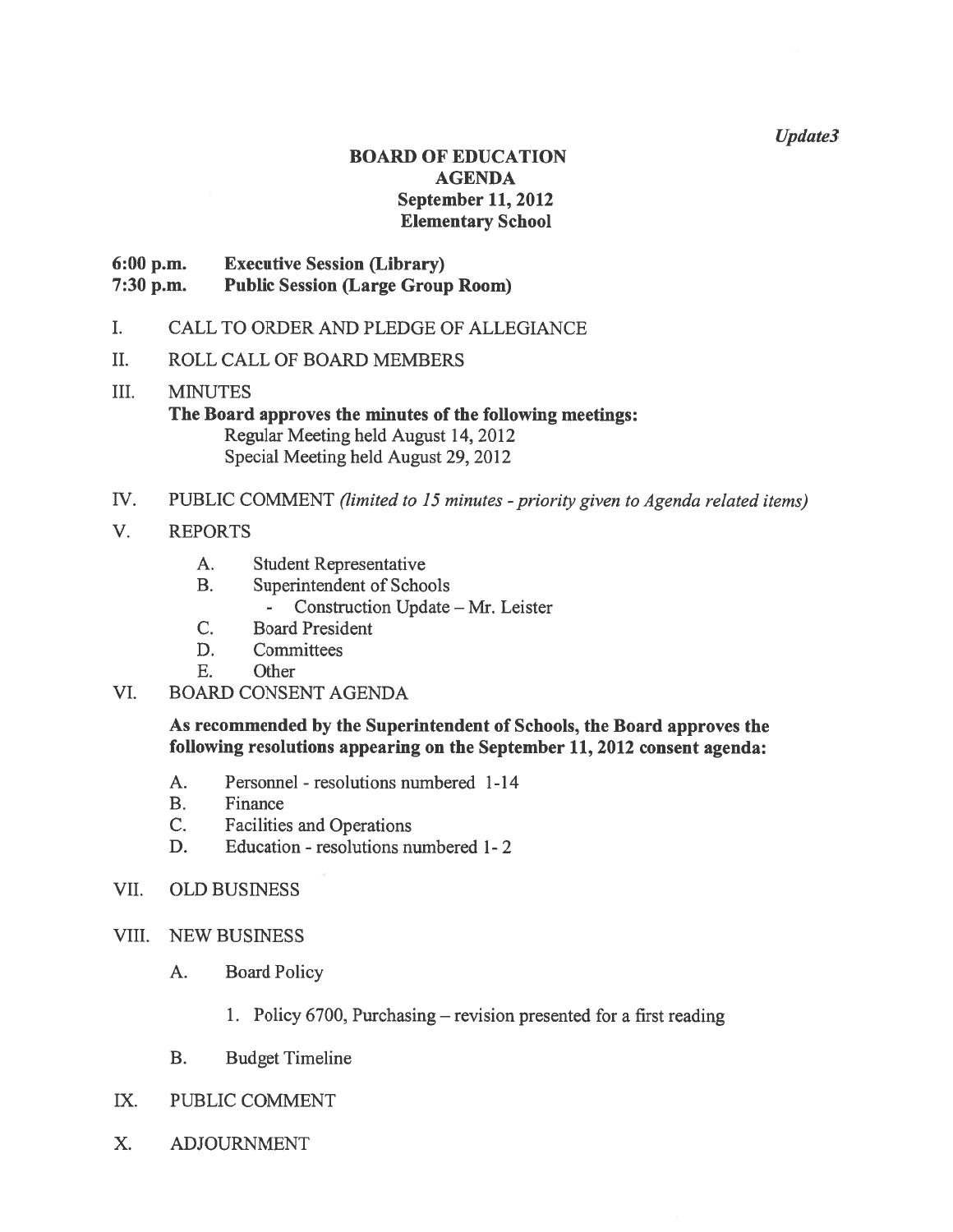*Update3*

# BOARD OF EDUCATION
## AGENDA
### September 11, 2012
### Elementary School

**6:00 p.m. Executive Session (Library)**
**7:30 p.m. Public Session (Large Group Room)**

I. CALL TO ORDER AND PLEDGE OF ALLEGIANCE

II. ROLL CALL OF BOARD MEMBERS

III. MINUTES

**The Board approves the minutes of the following meetings:**
Regular Meeting held August 14, 2012
Special Meeting held August 29, 2012

IV. PUBLIC COMMENT *(limited to 15 minutes - priority given to Agenda related items)*

V. REPORTS

- A. Student Representative
- B. Superintendent of Schools
    - Construction Update – Mr. Leister
- C. Board President
- D. Committees
- E. Other

VI. BOARD CONSENT AGENDA

**As recommended by the Superintendent of Schools, the Board approves the following resolutions appearing on the September 11, 2012 consent agenda:**

- A. Personnel - resolutions numbered 1-14
- B. Finance
- C. Facilities and Operations
- D. Education - resolutions numbered 1- 2

VII. OLD BUSINESS

VIII. NEW BUSINESS

- A. Board Policy
    1. Policy 6700, Purchasing – revision presented for a first reading
- B. Budget Timeline

IX. PUBLIC COMMENT

X. ADJOURNMENT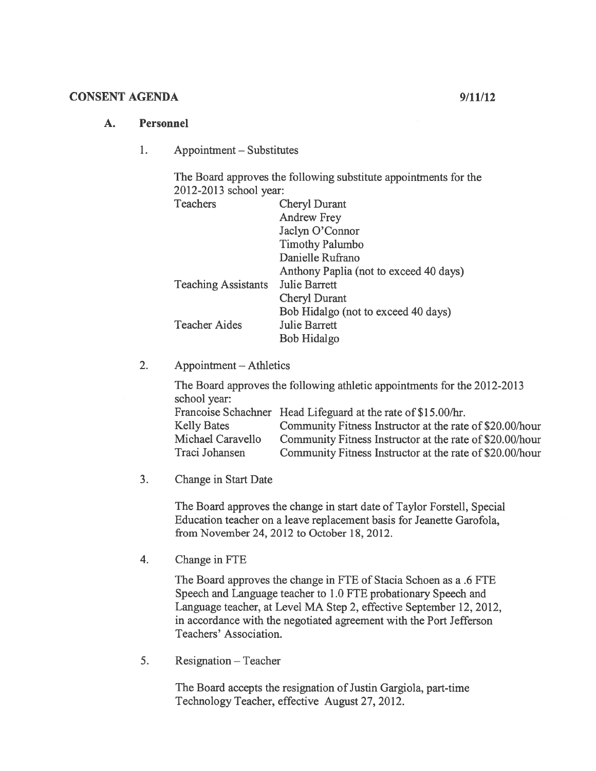# CONSENT AGENDA 9/11/12

## A. Personnel

1. Appointment – Substitutes

   The Board approves the following substitute appointments for the 2012-2013 school year:

   | | |
   |---|---|
   | Teachers | Cheryl Durant |
   | | Andrew Frey |
   | | Jaclyn O'Connor |
   | | Timothy Palumbo |
   | | Danielle Rufrano |
   | | Anthony Paplia (not to exceed 40 days) |
   | Teaching Assistants | Julie Barrett |
   | | Cheryl Durant |
   | | Bob Hidalgo (not to exceed 40 days) |
   | Teacher Aides | Julie Barrett |
   | | Bob Hidalgo |

2. Appointment – Athletics

   The Board approves the following athletic appointments for the 2012-2013 school year:

   | | |
   |---|---|
   | Francoise Schachner | Head Lifeguard at the rate of $15.00/hr. |
   | Kelly Bates | Community Fitness Instructor at the rate of $20.00/hour |
   | Michael Caravello | Community Fitness Instructor at the rate of $20.00/hour |
   | Traci Johansen | Community Fitness Instructor at the rate of $20.00/hour |

3. Change in Start Date

   The Board approves the change in start date of Taylor Forstell, Special Education teacher on a leave replacement basis for Jeanette Garofola, from November 24, 2012 to October 18, 2012.

4. Change in FTE

   The Board approves the change in FTE of Stacia Schoen as a .6 FTE Speech and Language teacher to 1.0 FTE probationary Speech and Language teacher, at Level MA Step 2, effective September 12, 2012, in accordance with the negotiated agreement with the Port Jefferson Teachers' Association.

5. Resignation – Teacher

   The Board accepts the resignation of Justin Gargiola, part-time Technology Teacher, effective August 27, 2012.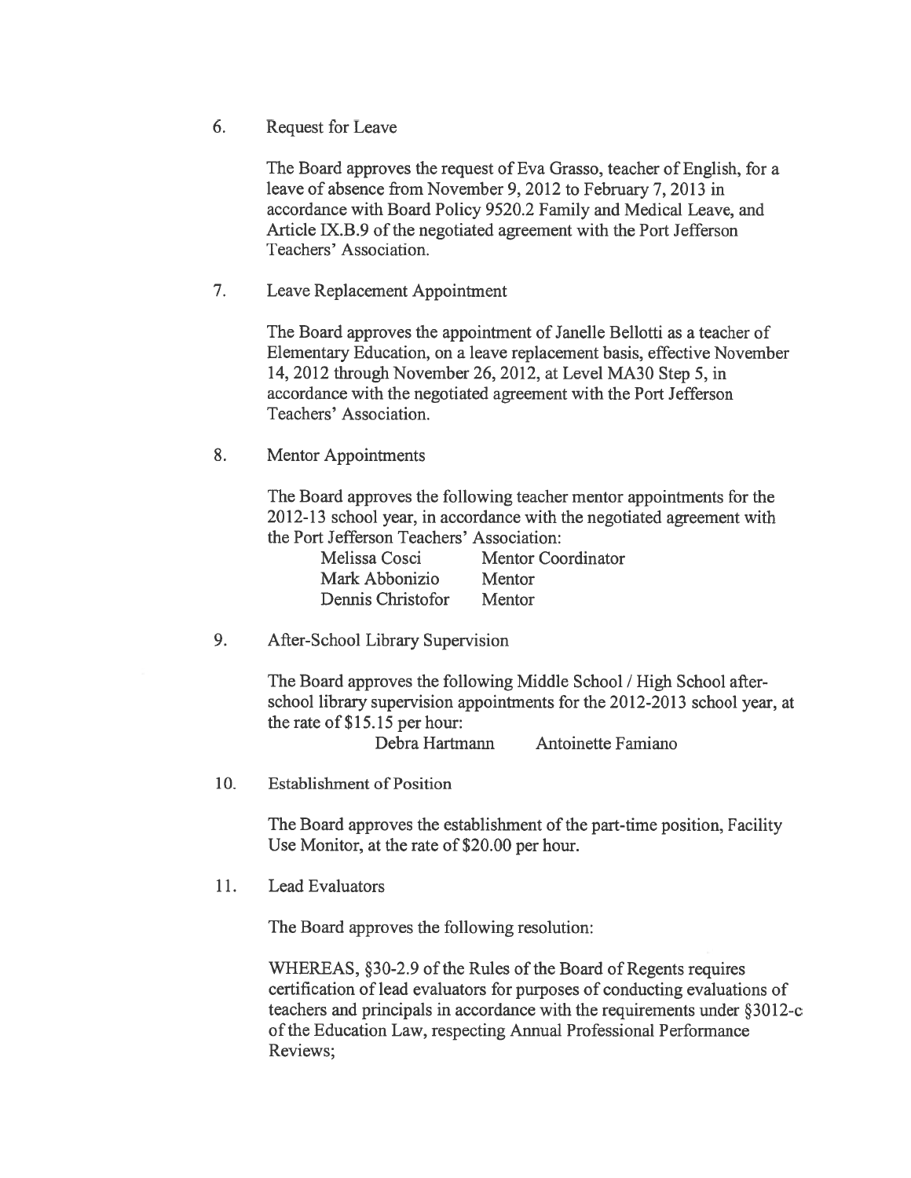6. Request for Leave

   The Board approves the request of Eva Grasso, teacher of English, for a leave of absence from November 9, 2012 to February 7, 2013 in accordance with Board Policy 9520.2 Family and Medical Leave, and Article IX.B.9 of the negotiated agreement with the Port Jefferson Teachers' Association.

7. Leave Replacement Appointment

   The Board approves the appointment of Janelle Bellotti as a teacher of Elementary Education, on a leave replacement basis, effective November 14, 2012 through November 26, 2012, at Level MA30 Step 5, in accordance with the negotiated agreement with the Port Jefferson Teachers' Association.

8. Mentor Appointments

   The Board approves the following teacher mentor appointments for the 2012-13 school year, in accordance with the negotiated agreement with the Port Jefferson Teachers' Association:

   | | |
   |---|---|
   | Melissa Cosci | Mentor Coordinator |
   | Mark Abbonizio | Mentor |
   | Dennis Christofor | Mentor |

9. After-School Library Supervision

   The Board approves the following Middle School / High School after-school library supervision appointments for the 2012-2013 school year, at the rate of $15.15 per hour:

   Debra Hartmann      Antoinette Famiano

10. Establishment of Position

    The Board approves the establishment of the part-time position, Facility Use Monitor, at the rate of $20.00 per hour.

11. Lead Evaluators

    The Board approves the following resolution:

    WHEREAS, §30-2.9 of the Rules of the Board of Regents requires certification of lead evaluators for purposes of conducting evaluations of teachers and principals in accordance with the requirements under §3012-c of the Education Law, respecting Annual Professional Performance Reviews;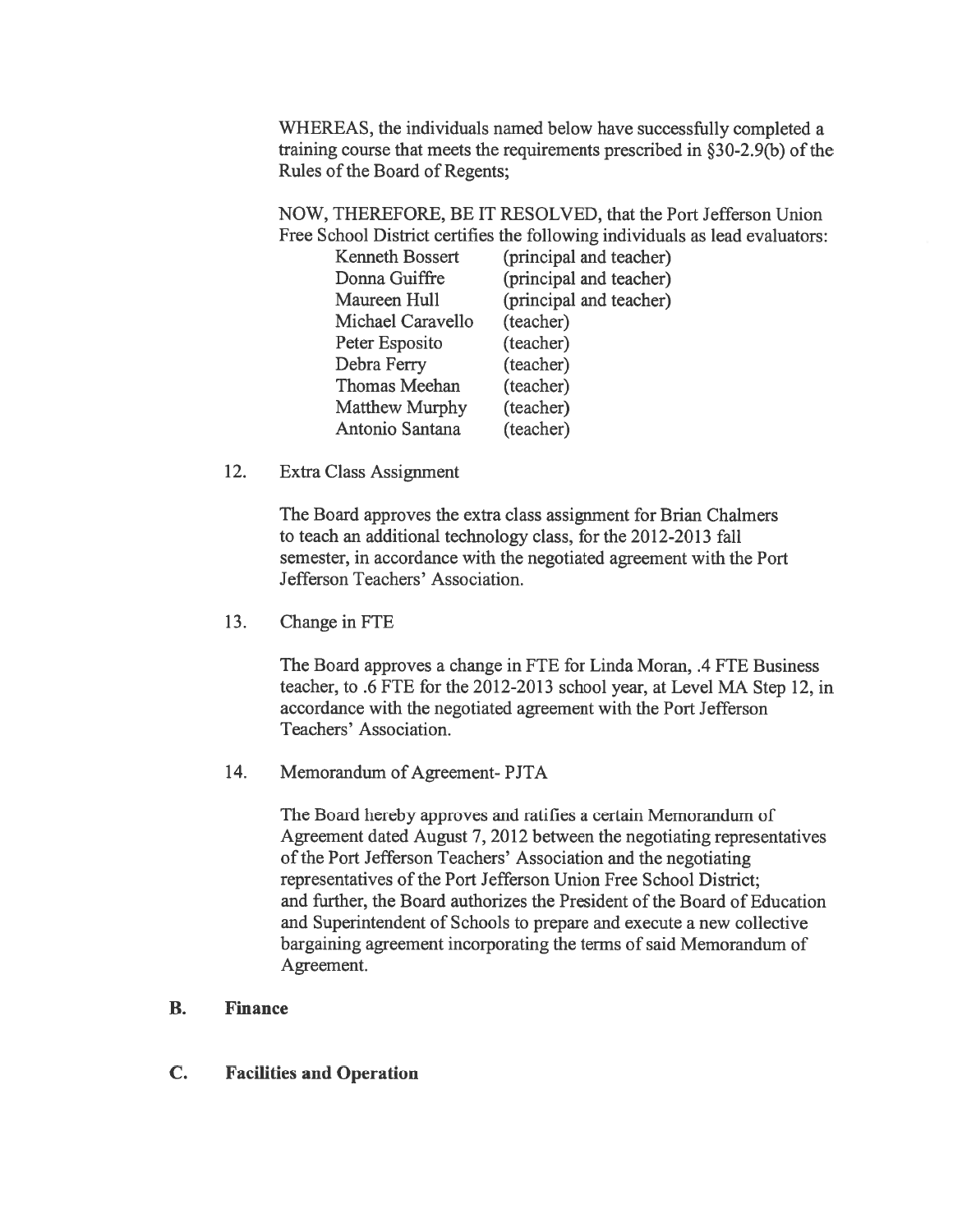WHEREAS, the individuals named below have successfully completed a training course that meets the requirements prescribed in §30-2.9(b) of the Rules of the Board of Regents;

NOW, THEREFORE, BE IT RESOLVED, that the Port Jefferson Union Free School District certifies the following individuals as lead evaluators:

| | |
|---|---|
| Kenneth Bossert | (principal and teacher) |
| Donna Guiffre | (principal and teacher) |
| Maureen Hull | (principal and teacher) |
| Michael Caravello | (teacher) |
| Peter Esposito | (teacher) |
| Debra Ferry | (teacher) |
| Thomas Meehan | (teacher) |
| Matthew Murphy | (teacher) |
| Antonio Santana | (teacher) |

12. Extra Class Assignment

    The Board approves the extra class assignment for Brian Chalmers to teach an additional technology class, for the 2012-2013 fall semester, in accordance with the negotiated agreement with the Port Jefferson Teachers' Association.

13. Change in FTE

    The Board approves a change in FTE for Linda Moran, .4 FTE Business teacher, to .6 FTE for the 2012-2013 school year, at Level MA Step 12, in accordance with the negotiated agreement with the Port Jefferson Teachers' Association.

14. Memorandum of Agreement- PJTA

    The Board hereby approves and ratifies a certain Memorandum of Agreement dated August 7, 2012 between the negotiating representatives of the Port Jefferson Teachers' Association and the negotiating representatives of the Port Jefferson Union Free School District; and further, the Board authorizes the President of the Board of Education and Superintendent of Schools to prepare and execute a new collective bargaining agreement incorporating the terms of said Memorandum of Agreement.

**B. Finance**

**C. Facilities and Operation**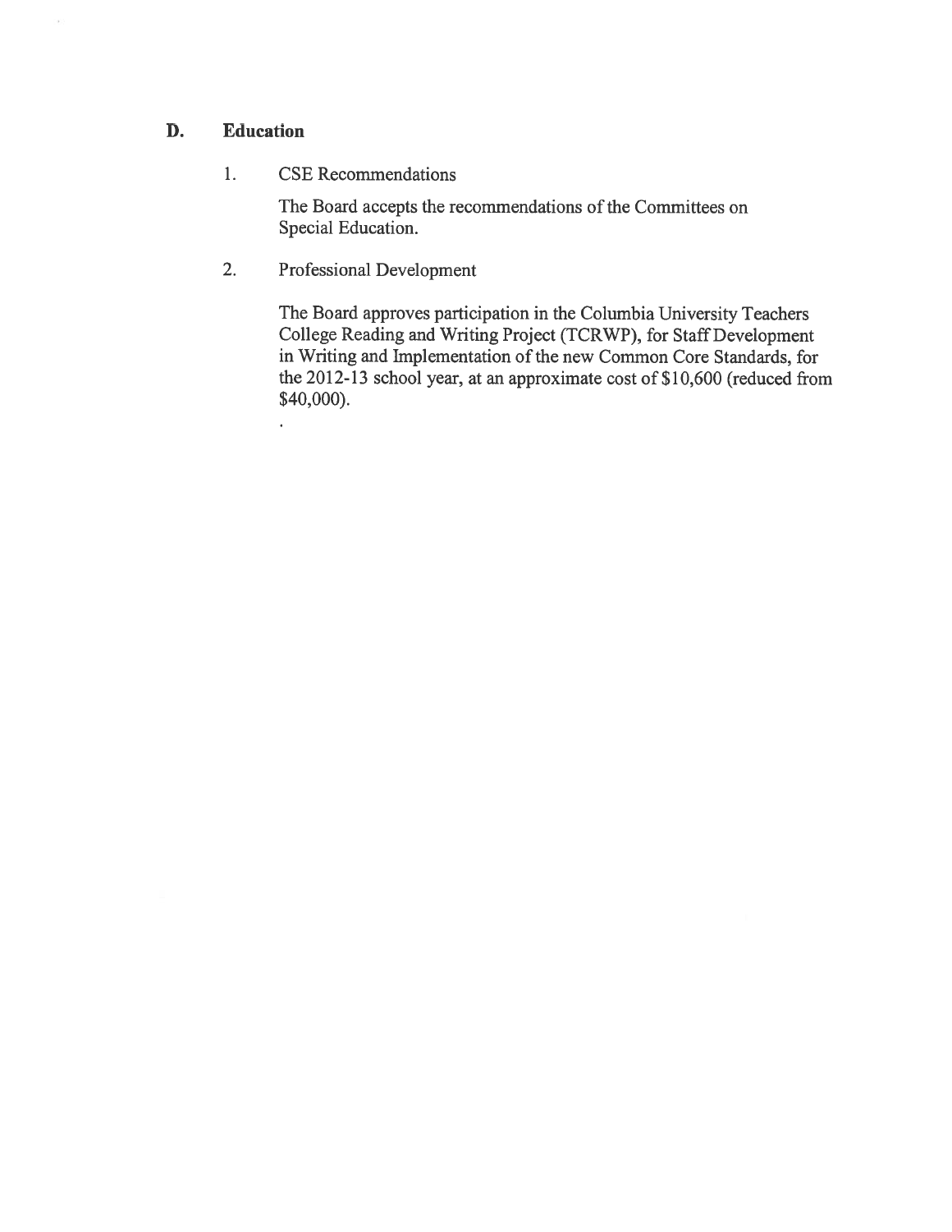## D. Education

1. CSE Recommendations

   The Board accepts the recommendations of the Committees on Special Education.

2. Professional Development

   The Board approves participation in the Columbia University Teachers College Reading and Writing Project (TCRWP), for Staff Development in Writing and Implementation of the new Common Core Standards, for the 2012-13 school year, at an approximate cost of $10,600 (reduced from $40,000).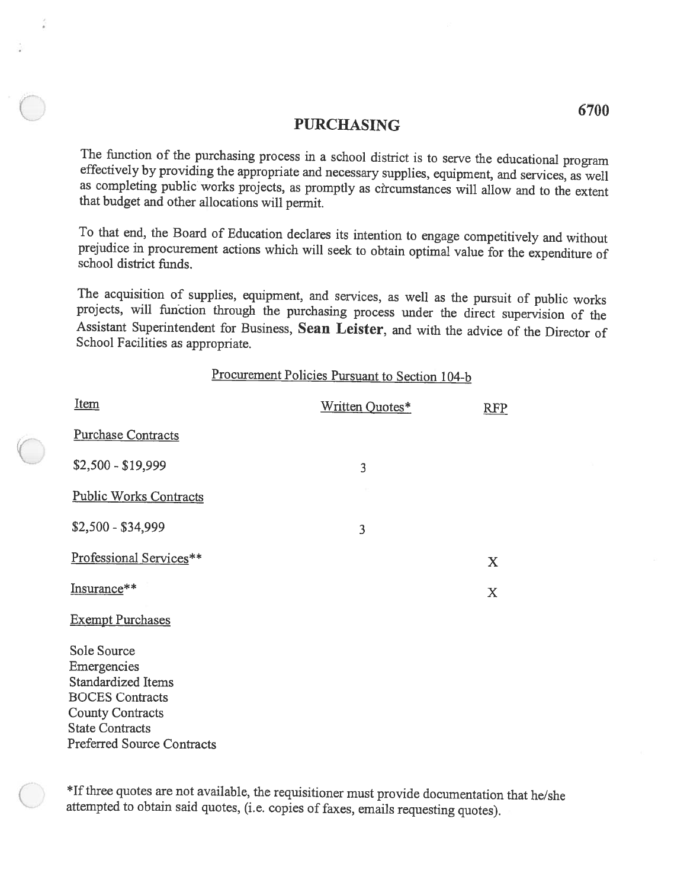6700

# PURCHASING

The function of the purchasing process in a school district is to serve the educational program effectively by providing the appropriate and necessary supplies, equipment, and services, as well as completing public works projects, as promptly as circumstances will allow and to the extent that budget and other allocations will permit.

To that end, the Board of Education declares its intention to engage competitively and without prejudice in procurement actions which will seek to obtain optimal value for the expenditure of school district funds.

The acquisition of supplies, equipment, and services, as well as the pursuit of public works projects, will function through the purchasing process under the direct supervision of the Assistant Superintendent for Business, **Sean Leister**, and with the advice of the Director of School Facilities as appropriate.

Procurement Policies Pursuant to Section 104-b

| Item | Written Quotes* | RFP |
|---|---|---|
| Purchase Contracts | | |
| $2,500 - $19,999 | 3 | |
| Public Works Contracts | | |
| $2,500 - $34,999 | 3 | |
| Professional Services** | | X |
| Insurance** | | X |
| Exempt Purchases | | |
| Sole Source<br>Emergencies<br>Standardized Items<br>BOCES Contracts<br>County Contracts<br>State Contracts<br>Preferred Source Contracts | | |

*If three quotes are not available, the requisitioner must provide documentation that he/she attempted to obtain said quotes, (i.e. copies of faxes, emails requesting quotes).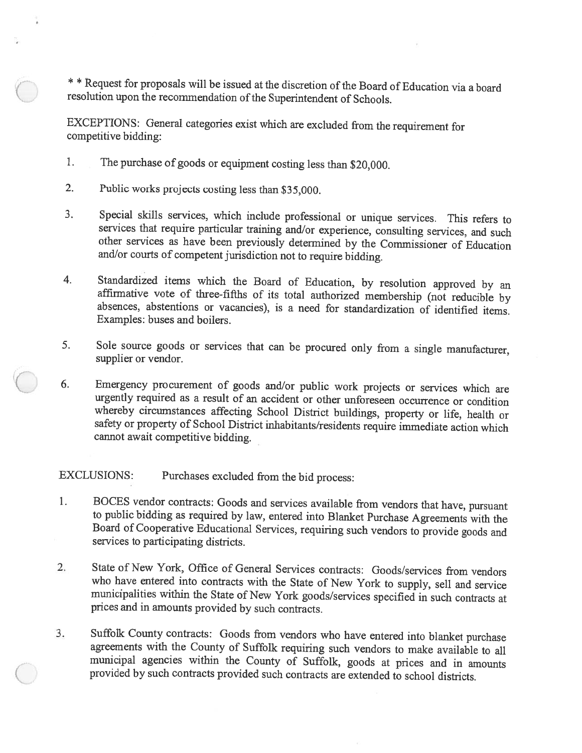* * Request for proposals will be issued at the discretion of the Board of Education via a board resolution upon the recommendation of the Superintendent of Schools.

EXCEPTIONS: General categories exist which are excluded from the requirement for competitive bidding:

1. The purchase of goods or equipment costing less than $20,000.

2. Public works projects costing less than $35,000.

3. Special skills services, which include professional or unique services. This refers to services that require particular training and/or experience, consulting services, and such other services as have been previously determined by the Commissioner of Education and/or courts of competent jurisdiction not to require bidding.

4. Standardized items which the Board of Education, by resolution approved by an affirmative vote of three-fifths of its total authorized membership (not reducible by absences, abstentions or vacancies), is a need for standardization of identified items. Examples: buses and boilers.

5. Sole source goods or services that can be procured only from a single manufacturer, supplier or vendor.

6. Emergency procurement of goods and/or public work projects or services which are urgently required as a result of an accident or other unforeseen occurrence or condition whereby circumstances affecting School District buildings, property or life, health or safety or property of School District inhabitants/residents require immediate action which cannot await competitive bidding.

EXCLUSIONS: Purchases excluded from the bid process:

1. BOCES vendor contracts: Goods and services available from vendors that have, pursuant to public bidding as required by law, entered into Blanket Purchase Agreements with the Board of Cooperative Educational Services, requiring such vendors to provide goods and services to participating districts.

2. State of New York, Office of General Services contracts: Goods/services from vendors who have entered into contracts with the State of New York to supply, sell and service municipalities within the State of New York goods/services specified in such contracts at prices and in amounts provided by such contracts.

3. Suffolk County contracts: Goods from vendors who have entered into blanket purchase agreements with the County of Suffolk requiring such vendors to make available to all municipal agencies within the County of Suffolk, goods at prices and in amounts provided by such contracts provided such contracts are extended to school districts.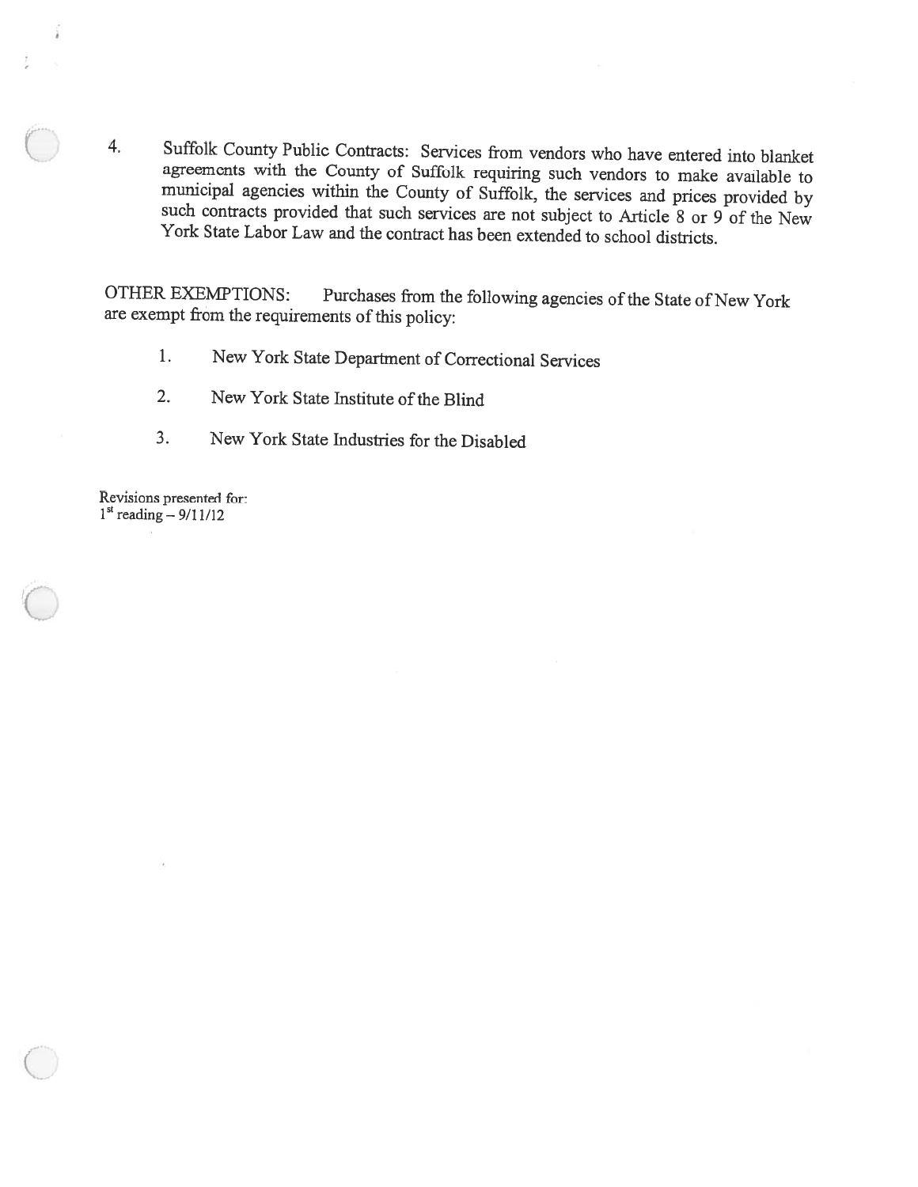4. Suffolk County Public Contracts: Services from vendors who have entered into blanket agreements with the County of Suffolk requiring such vendors to make available to municipal agencies within the County of Suffolk, the services and prices provided by such contracts provided that such services are not subject to Article 8 or 9 of the New York State Labor Law and the contract has been extended to school districts.

OTHER EXEMPTIONS: Purchases from the following agencies of the State of New York are exempt from the requirements of this policy:

1. New York State Department of Correctional Services
2. New York State Institute of the Blind
3. New York State Industries for the Disabled

Revisions presented for:
1st reading – 9/11/12